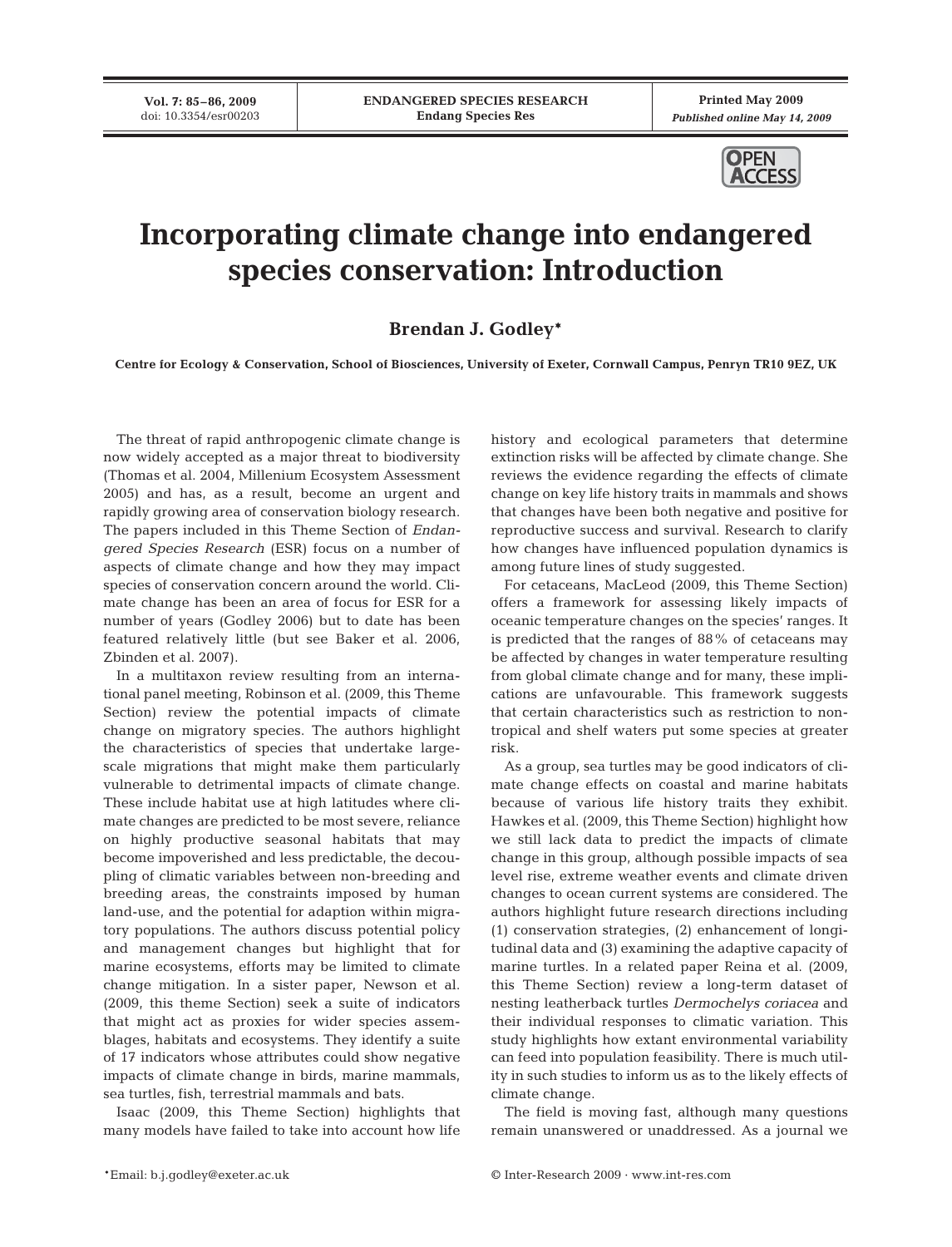# Incorporating climate change into endangered species conservation: Introduction

**Brendan J. Godley***

**Centre for Ecology & Conservation, School of Biosciences, University of Exeter, Cornwall Campus, Penryn TR10 9EZ, UK**

The threat of rapid anthropogenic climate change is now widely accepted as a major threat to biodiversity (Thomas et al. 2004, Millenium Ecosystem Assessment 2005) and has, as a result, become an urgent and rapidly growing area of conservation biology research. The papers included in this Theme Section of *Endangered Species Research* (ESR) focus on a number of aspects of climate change and how they may impact species of conservation concern around the world. Climate change has been an area of focus for ESR for a number of years (Godley 2006) but to date has been featured relatively little (but see Baker et al. 2006, Zbinden et al. 2007).

In a multitaxon review resulting from an international panel meeting, Robinson et al. (2009, this Theme Section) review the potential impacts of climate change on migratory species. The authors highlight the characteristics of species that undertake large-scale migrations that might make them particularly vulnerable to detrimental impacts of climate change. These include habitat use at high latitudes where climate changes are predicted to be most severe, reliance on highly productive seasonal habitats that may become impoverished and less predictable, the decoupling of climatic variables between non-breeding and breeding areas, the constraints imposed by human land-use, and the potential for adaption within migratory populations. The authors discuss potential policy and management changes but highlight that for marine ecosystems, efforts may be limited to climate change mitigation. In a sister paper, Newson et al. (2009, this theme Section) seek a suite of indicators that might act as proxies for wider species assemblages, habitats and ecosystems. They identify a suite of 17 indicators whose attributes could show negative impacts of climate change in birds, marine mammals, sea turtles, fish, terrestrial mammals and bats.

Isaac (2009, this Theme Section) highlights that many models have failed to take into account how life history and ecological parameters that determine extinction risks will be affected by climate change. She reviews the evidence regarding the effects of climate change on key life history traits in mammals and shows that changes have been both negative and positive for reproductive success and survival. Research to clarify how changes have influenced population dynamics is among future lines of study suggested.

For cetaceans, MacLeod (2009, this Theme Section) offers a framework for assessing likely impacts of oceanic temperature changes on the species' ranges. It is predicted that the ranges of 88% of cetaceans may be affected by changes in water temperature resulting from global climate change and for many, these implications are unfavourable. This framework suggests that certain characteristics such as restriction to non-tropical and shelf waters put some species at greater risk.

As a group, sea turtles may be good indicators of climate change effects on coastal and marine habitats because of various life history traits they exhibit. Hawkes et al. (2009, this Theme Section) highlight how we still lack data to predict the impacts of climate change in this group, although possible impacts of sea level rise, extreme weather events and climate driven changes to ocean current systems are considered. The authors highlight future research directions including (1) conservation strategies, (2) enhancement of longitudinal data and (3) examining the adaptive capacity of marine turtles. In a related paper Reina et al. (2009, this Theme Section) review a long-term dataset of nesting leatherback turtles *Dermochelys coriacea* and their individual responses to climatic variation. This study highlights how extant environmental variability can feed into population feasibility. There is much utility in such studies to inform us as to the likely effects of climate change.

The field is moving fast, although many questions remain unanswered or unaddressed. As a journal we

*Email: b.j.godley@exeter.ac.uk

© Inter-Research 2009 · www.int-res.com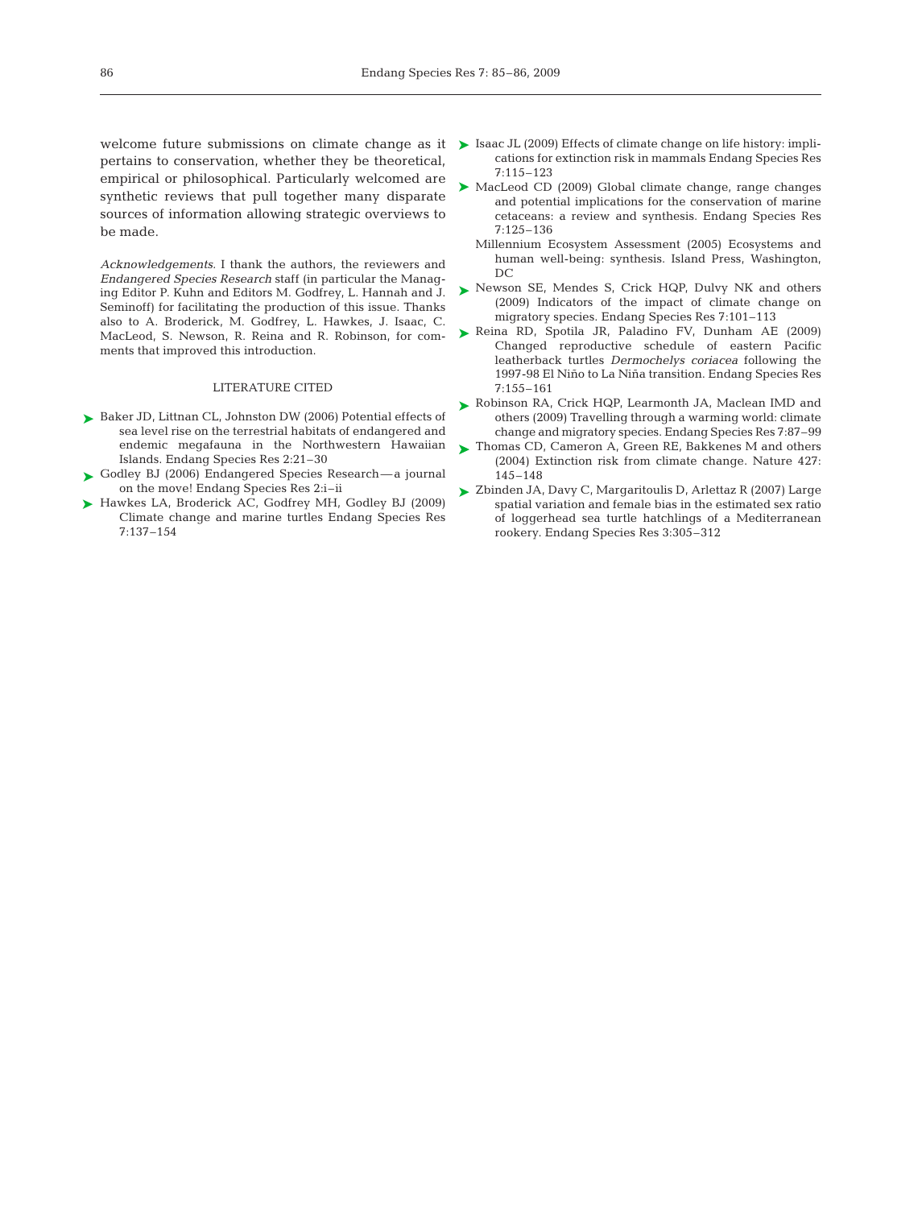welcome future submissions on climate change as it pertains to conservation, whether they be theoretical, empirical or philosophical. Particularly welcomed are synthetic reviews that pull together many disparate sources of information allowing strategic overviews to be made.

*Acknowledgements.* I thank the authors, the reviewers and *Endangered Species Research* staff (in particular the Managing Editor P. Kuhn and Editors M. Godfrey, L. Hannah and J. Seminoff) for facilitating the production of this issue. Thanks also to A. Broderick, M. Godfrey, L. Hawkes, J. Isaac, C. MacLeod, S. Newson, R. Reina and R. Robinson, for comments that improved this introduction.

## LITERATURE CITED

- Baker JD, Littnan CL, Johnston DW (2006) Potential effects of sea level rise on the terrestrial habitats of endangered and endemic megafauna in the Northwestern Hawaiian Islands. Endang Species Res 2:21–30
- Godley BJ (2006) Endangered Species Research — a journal on the move! Endang Species Res 2:i–ii
- Hawkes LA, Broderick AC, Godfrey MH, Godley BJ (2009) Climate change and marine turtles Endang Species Res 7:137–154
- Isaac JL (2009) Effects of climate change on life history: implications for extinction risk in mammals Endang Species Res 7:115–123
- MacLeod CD (2009) Global climate change, range changes and potential implications for the conservation of marine cetaceans: a review and synthesis. Endang Species Res 7:125–136
- Millennium Ecosystem Assessment (2005) Ecosystems and human well-being: synthesis. Island Press, Washington, DC
- Newson SE, Mendes S, Crick HQP, Dulvy NK and others (2009) Indicators of the impact of climate change on migratory species. Endang Species Res 7:101–113
- Reina RD, Spotila JR, Paladino FV, Dunham AE (2009) Changed reproductive schedule of eastern Pacific leatherback turtles *Dermochelys coriacea* following the 1997-98 El Niño to La Niña transition. Endang Species Res 7:155–161
- Robinson RA, Crick HQP, Learmonth JA, Maclean IMD and others (2009) Travelling through a warming world: climate change and migratory species. Endang Species Res 7:87–99
- Thomas CD, Cameron A, Green RE, Bakkenes M and others (2004) Extinction risk from climate change. Nature 427: 145–148
- Zbinden JA, Davy C, Margaritoulis D, Arlettaz R (2007) Large spatial variation and female bias in the estimated sex ratio of loggerhead sea turtle hatchlings of a Mediterranean rookery. Endang Species Res 3:305–312